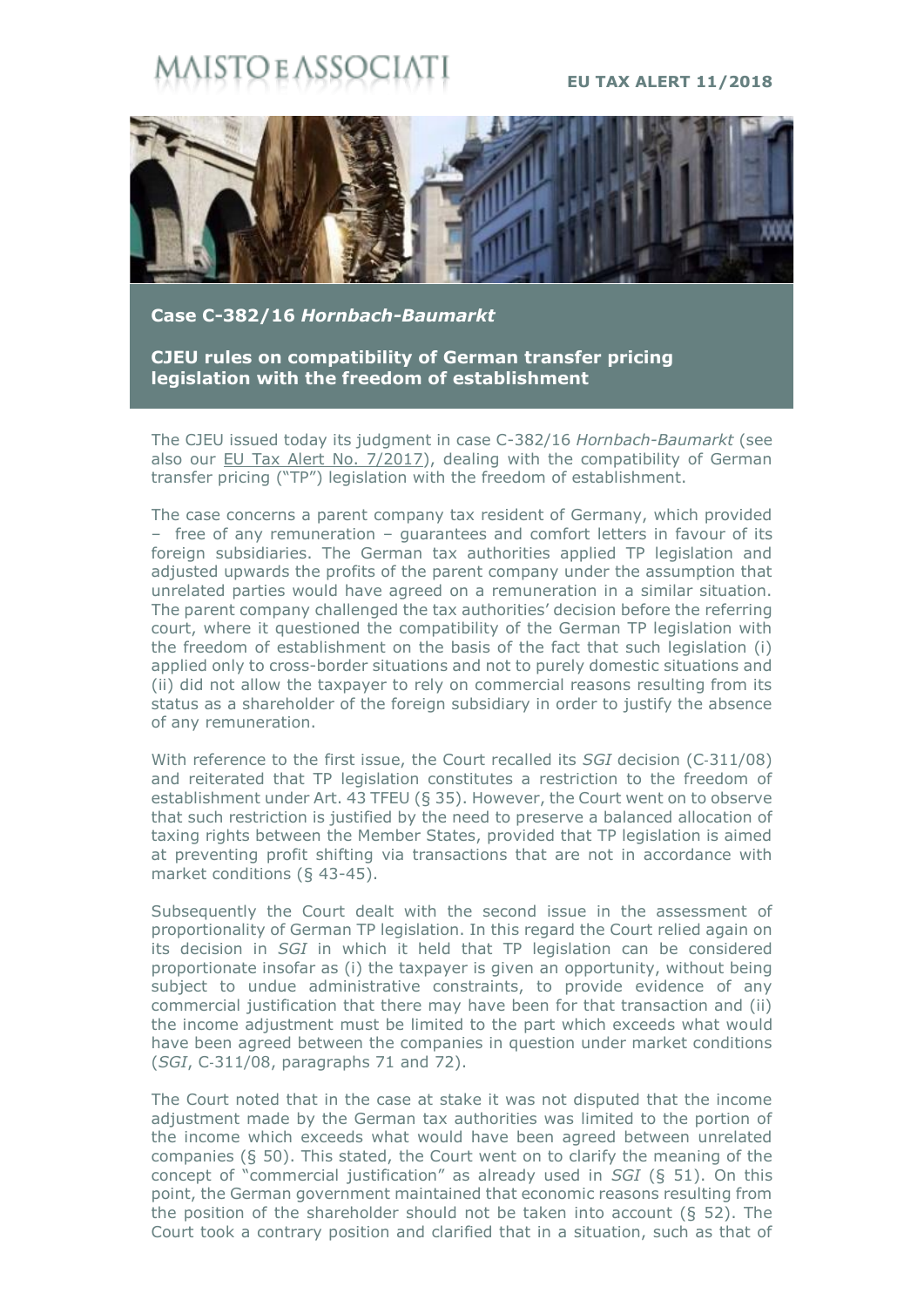# MAISTO E ASSOCIATI

**EU TAX ALERT 11/2018**

## Case C-382/16 *Hornbach-Baumarkt*

## CJEU rules on compatibility of German transfer pricing legislation with the freedom of establishment

The CJEU issued today its judgment in case C-382/16 *Hornbach-Baumarkt* (see also our EU Tax Alert No. 7/2017), dealing with the compatibility of German transfer pricing ("TP") legislation with the freedom of establishment.

The case concerns a parent company tax resident of Germany, which provided – free of any remuneration – guarantees and comfort letters in favour of its foreign subsidiaries. The German tax authorities applied TP legislation and adjusted upwards the profits of the parent company under the assumption that unrelated parties would have agreed on a remuneration in a similar situation. The parent company challenged the tax authorities' decision before the referring court, where it questioned the compatibility of the German TP legislation with the freedom of establishment on the basis of the fact that such legislation (i) applied only to cross-border situations and not to purely domestic situations and (ii) did not allow the taxpayer to rely on commercial reasons resulting from its status as a shareholder of the foreign subsidiary in order to justify the absence of any remuneration.

With reference to the first issue, the Court recalled its *SGI* decision (C-311/08) and reiterated that TP legislation constitutes a restriction to the freedom of establishment under Art. 43 TFEU (§ 35). However, the Court went on to observe that such restriction is justified by the need to preserve a balanced allocation of taxing rights between the Member States, provided that TP legislation is aimed at preventing profit shifting via transactions that are not in accordance with market conditions (§ 43-45).

Subsequently the Court dealt with the second issue in the assessment of proportionality of German TP legislation. In this regard the Court relied again on its decision in *SGI* in which it held that TP legislation can be considered proportionate insofar as (i) the taxpayer is given an opportunity, without being subject to undue administrative constraints, to provide evidence of any commercial justification that there may have been for that transaction and (ii) the income adjustment must be limited to the part which exceeds what would have been agreed between the companies in question under market conditions (*SGI*, C-311/08, paragraphs 71 and 72).

The Court noted that in the case at stake it was not disputed that the income adjustment made by the German tax authorities was limited to the portion of the income which exceeds what would have been agreed between unrelated companies (§ 50). This stated, the Court went on to clarify the meaning of the concept of "commercial justification" as already used in *SGI* (§ 51). On this point, the German government maintained that economic reasons resulting from the position of the shareholder should not be taken into account (§ 52). The Court took a contrary position and clarified that in a situation, such as that of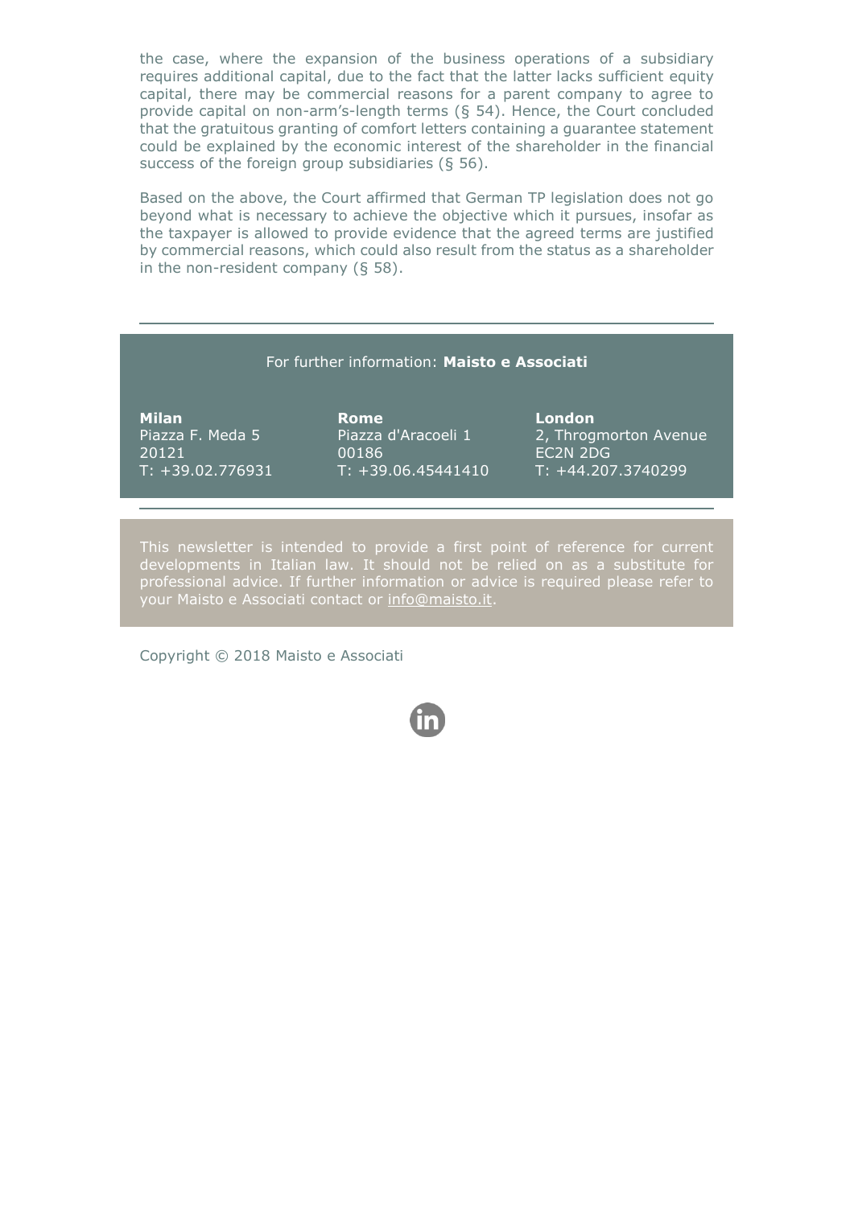the case, where the expansion of the business operations of a subsidiary requires additional capital, due to the fact that the latter lacks sufficient equity capital, there may be commercial reasons for a parent company to agree to provide capital on non-arm's-length terms (§ 54). Hence, the Court concluded that the gratuitous granting of comfort letters containing a guarantee statement could be explained by the economic interest of the shareholder in the financial success of the foreign group subsidiaries (§ 56).

Based on the above, the Court affirmed that German TP legislation does not go beyond what is necessary to achieve the objective which it pursues, insofar as the taxpayer is allowed to provide evidence that the agreed terms are justified by commercial reasons, which could also result from the status as a shareholder in the non-resident company (§ 58).

---

For further information: **Maisto e Associati**

**Milan**
Piazza F. Meda 5
20121
T: +39.02.776931

**Rome**
Piazza d'Aracoeli 1
00186
T: +39.06.45441410

**London**
2, Throgmorton Avenue
EC2N 2DG
T: +44.207.3740299

---

This newsletter is intended to provide a first point of reference for current developments in Italian law. It should not be relied on as a substitute for professional advice. If further information or advice is required please refer to your Maisto e Associati contact or info@maisto.it.

Copyright © 2018 Maisto e Associati